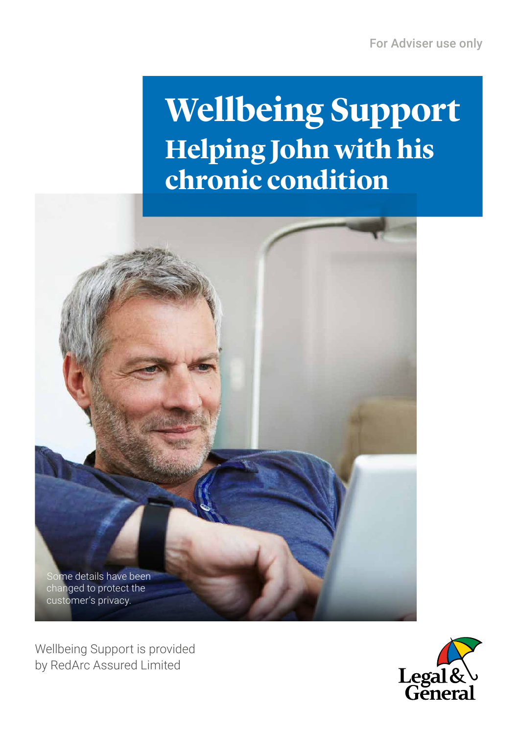For Adviser use only

# Wellbeing Support

## Helping John with his chronic condition

Some details have been changed to protect the customer's privacy.

Wellbeing Support is provided by RedArc Assured Limited

Legal & General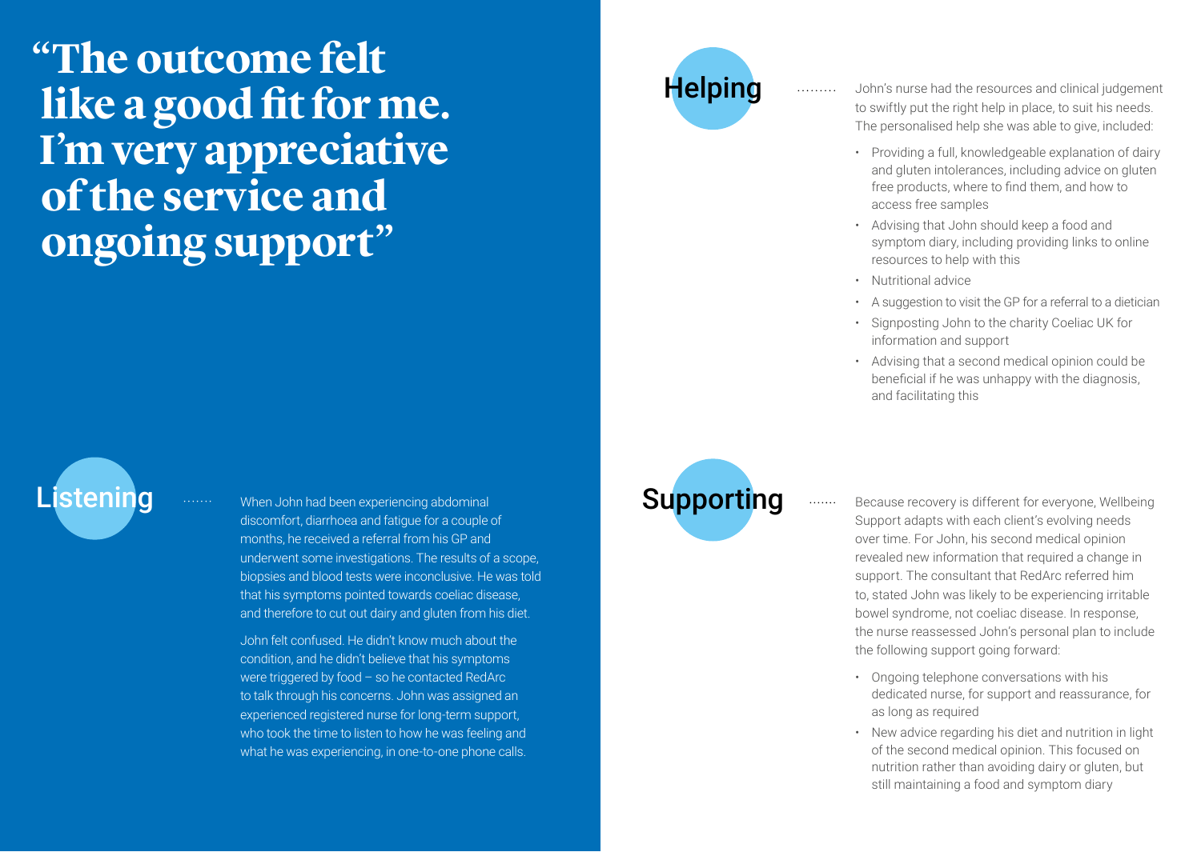# "The outcome felt like a good fit for me. I'm very appreciative of the service and ongoing support"

## Listening

When John had been experiencing abdominal discomfort, diarrhoea and fatigue for a couple of months, he received a referral from his GP and underwent some investigations. The results of a scope, biopsies and blood tests were inconclusive. He was told that his symptoms pointed towards coeliac disease, and therefore to cut out dairy and gluten from his diet.

John felt confused. He didn't know much about the condition, and he didn't believe that his symptoms were triggered by food – so he contacted RedArc to talk through his concerns. John was assigned an experienced registered nurse for long-term support, who took the time to listen to how he was feeling and what he was experiencing, in one-to-one phone calls.

## Helping

John's nurse had the resources and clinical judgement to swiftly put the right help in place, to suit his needs. The personalised help she was able to give, included:

- Providing a full, knowledgeable explanation of dairy and gluten intolerances, including advice on gluten free products, where to find them, and how to access free samples
- Advising that John should keep a food and symptom diary, including providing links to online resources to help with this
- Nutritional advice
- A suggestion to visit the GP for a referral to a dietician
- Signposting John to the charity Coeliac UK for information and support
- Advising that a second medical opinion could be beneficial if he was unhappy with the diagnosis, and facilitating this

## Supporting

Because recovery is different for everyone, Wellbeing Support adapts with each client's evolving needs over time. For John, his second medical opinion revealed new information that required a change in support. The consultant that RedArc referred him to, stated John was likely to be experiencing irritable bowel syndrome, not coeliac disease. In response, the nurse reassessed John's personal plan to include the following support going forward:

- Ongoing telephone conversations with his dedicated nurse, for support and reassurance, for as long as required
- New advice regarding his diet and nutrition in light of the second medical opinion. This focused on nutrition rather than avoiding dairy or gluten, but still maintaining a food and symptom diary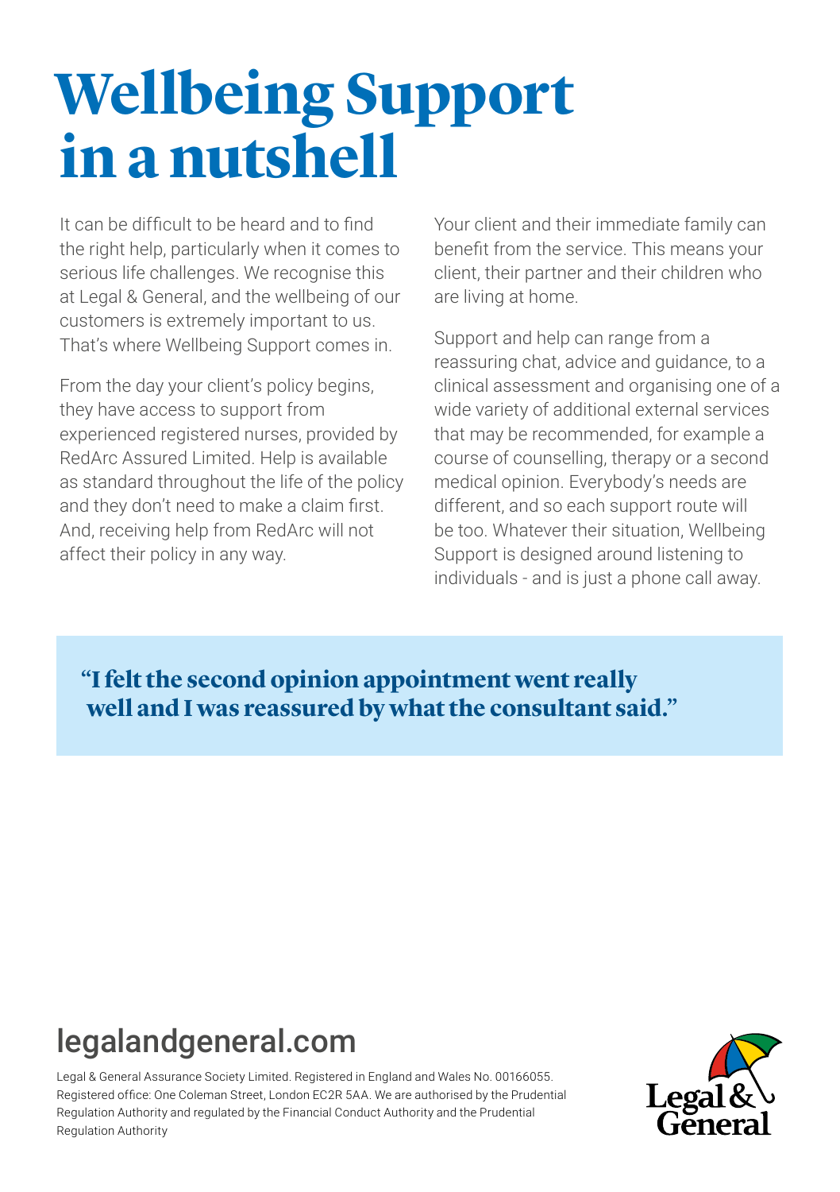# Wellbeing Support in a nutshell

It can be difficult to be heard and to find the right help, particularly when it comes to serious life challenges. We recognise this at Legal & General, and the wellbeing of our customers is extremely important to us. That's where Wellbeing Support comes in.

From the day your client's policy begins, they have access to support from experienced registered nurses, provided by RedArc Assured Limited. Help is available as standard throughout the life of the policy and they don't need to make a claim first. And, receiving help from RedArc will not affect their policy in any way.

Your client and their immediate family can benefit from the service. This means your client, their partner and their children who are living at home.

Support and help can range from a reassuring chat, advice and guidance, to a clinical assessment and organising one of a wide variety of additional external services that may be recommended, for example a course of counselling, therapy or a second medical opinion. Everybody's needs are different, and so each support route will be too. Whatever their situation, Wellbeing Support is designed around listening to individuals - and is just a phone call away.

> **"I felt the second opinion appointment went really well and I was reassured by what the consultant said."**

legalandgeneral.com

Legal & General Assurance Society Limited. Registered in England and Wales No. 00166055. Registered office: One Coleman Street, London EC2R 5AA. We are authorised by the Prudential Regulation Authority and regulated by the Financial Conduct Authority and the Prudential Regulation Authority

Legal & General